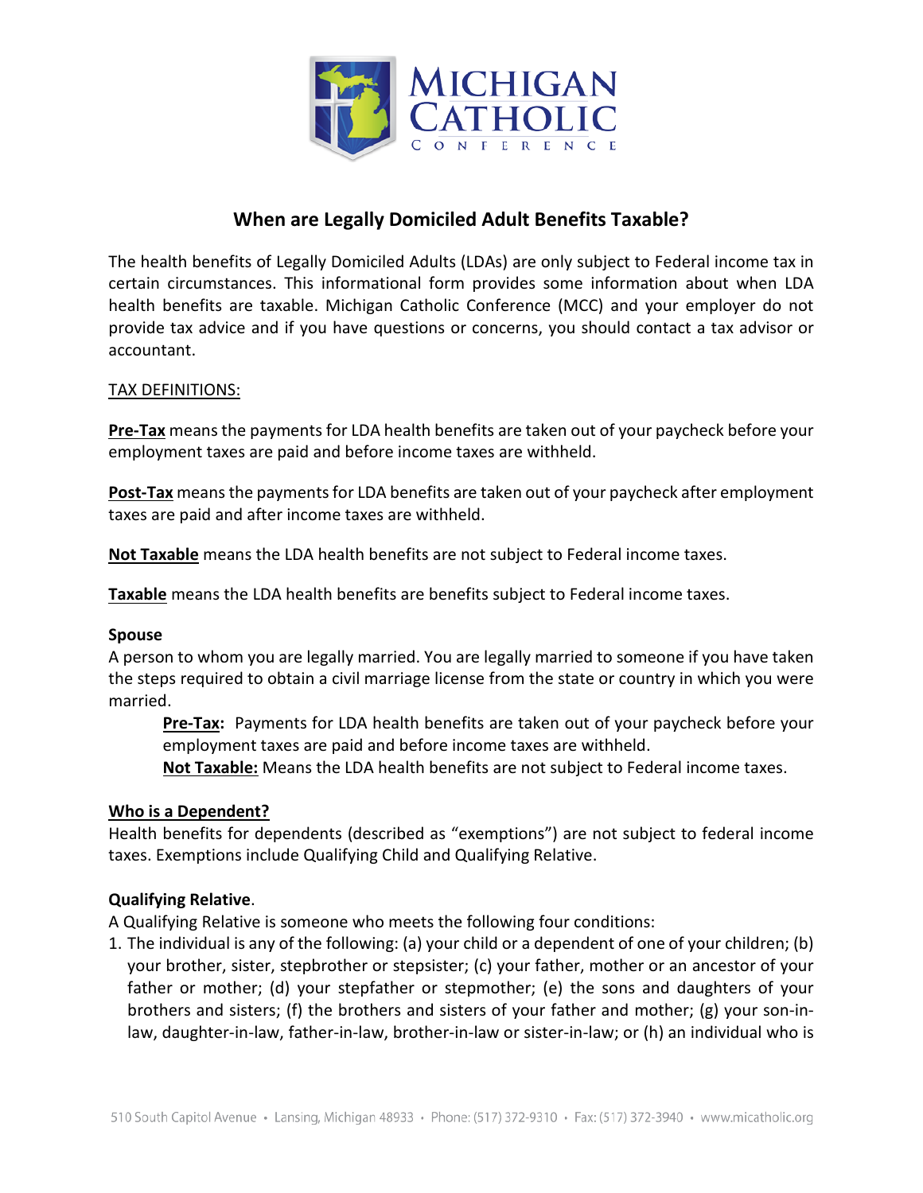# When are Legally Domiciled Adult Benefits Taxable?

The health benefits of Legally Domiciled Adults (LDAs) are only subject to Federal income tax in certain circumstances. This informational form provides some information about when LDA health benefits are taxable. Michigan Catholic Conference (MCC) and your employer do not provide tax advice and if you have questions or concerns, you should contact a tax advisor or accountant.

TAX DEFINITIONS:

**<u>Pre-Tax</u>** means the payments for LDA health benefits are taken out of your paycheck before your employment taxes are paid and before income taxes are withheld.

**<u>Post-Tax</u>** means the payments for LDA benefits are taken out of your paycheck after employment taxes are paid and after income taxes are withheld.

**<u>Not Taxable</u>** means the LDA health benefits are not subject to Federal income taxes.

**<u>Taxable</u>** means the LDA health benefits are benefits subject to Federal income taxes.

**Spouse**

A person to whom you are legally married. You are legally married to someone if you have taken the steps required to obtain a civil marriage license from the state or country in which you were married.

> **<u>Pre-Tax</u>:** Payments for LDA health benefits are taken out of your paycheck before your employment taxes are paid and before income taxes are withheld.
>
> **<u>Not Taxable:</u>** Means the LDA health benefits are not subject to Federal income taxes.

**<u>Who is a Dependent?</u>**

Health benefits for dependents (described as "exemptions") are not subject to federal income taxes. Exemptions include Qualifying Child and Qualifying Relative.

**Qualifying Relative**.

A Qualifying Relative is someone who meets the following four conditions:

1. The individual is any of the following: (a) your child or a dependent of one of your children; (b) your brother, sister, stepbrother or stepsister; (c) your father, mother or an ancestor of your father or mother; (d) your stepfather or stepmother; (e) the sons and daughters of your brothers and sisters; (f) the brothers and sisters of your father and mother; (g) your son-in-law, daughter-in-law, father-in-law, brother-in-law or sister-in-law; or (h) an individual who is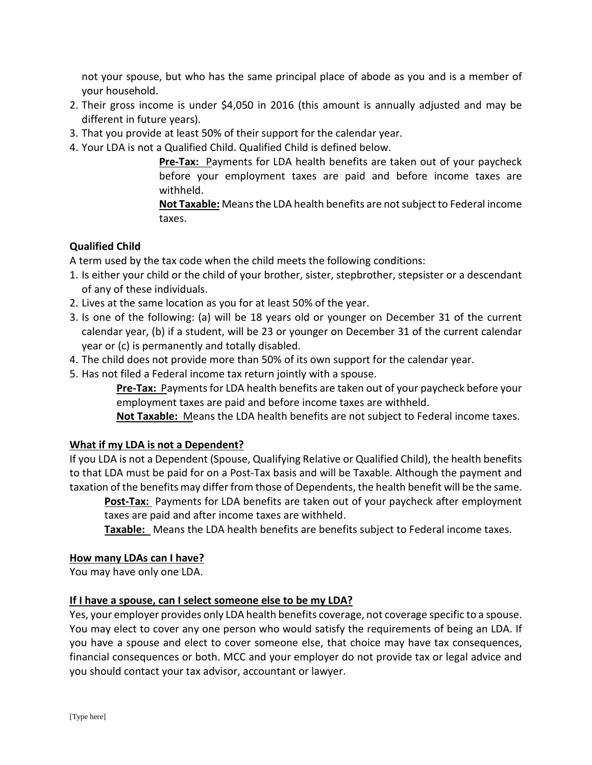not your spouse, but who has the same principal place of abode as you and is a member of your household.

2. Their gross income is under $4,050 in 2016 (this amount is annually adjusted and may be different in future years).
3. That you provide at least 50% of their support for the calendar year.
4. Your LDA is not a Qualified Child. Qualified Child is defined below.

> **Pre-Tax:** Payments for LDA health benefits are taken out of your paycheck before your employment taxes are paid and before income taxes are withheld.
>
> **Not Taxable:** Means the LDA health benefits are not subject to Federal income taxes.

**Qualified Child**

A term used by the tax code when the child meets the following conditions:

1. Is either your child or the child of your brother, sister, stepbrother, stepsister or a descendant of any of these individuals.
2. Lives at the same location as you for at least 50% of the year.
3. Is one of the following: (a) will be 18 years old or younger on December 31 of the current calendar year, (b) if a student, will be 23 or younger on December 31 of the current calendar year or (c) is permanently and totally disabled.
4. The child does not provide more than 50% of its own support for the calendar year.
5. Has not filed a Federal income tax return jointly with a spouse.

> **Pre-Tax:** Payments for LDA health benefits are taken out of your paycheck before your employment taxes are paid and before income taxes are withheld.
>
> **Not Taxable:** Means the LDA health benefits are not subject to Federal income taxes.

**What if my LDA is not a Dependent?**

If you LDA is not a Dependent (Spouse, Qualifying Relative or Qualified Child), the health benefits to that LDA must be paid for on a Post-Tax basis and will be Taxable. Although the payment and taxation of the benefits may differ from those of Dependents, the health benefit will be the same.

> **Post-Tax:** Payments for LDA benefits are taken out of your paycheck after employment taxes are paid and after income taxes are withheld.
>
> **Taxable:** Means the LDA health benefits are benefits subject to Federal income taxes.

**How many LDAs can I have?**

You may have only one LDA.

**If I have a spouse, can I select someone else to be my LDA?**

Yes, your employer provides only LDA health benefits coverage, not coverage specific to a spouse. You may elect to cover any one person who would satisfy the requirements of being an LDA. If you have a spouse and elect to cover someone else, that choice may have tax consequences, financial consequences or both. MCC and your employer do not provide tax or legal advice and you should contact your tax advisor, accountant or lawyer.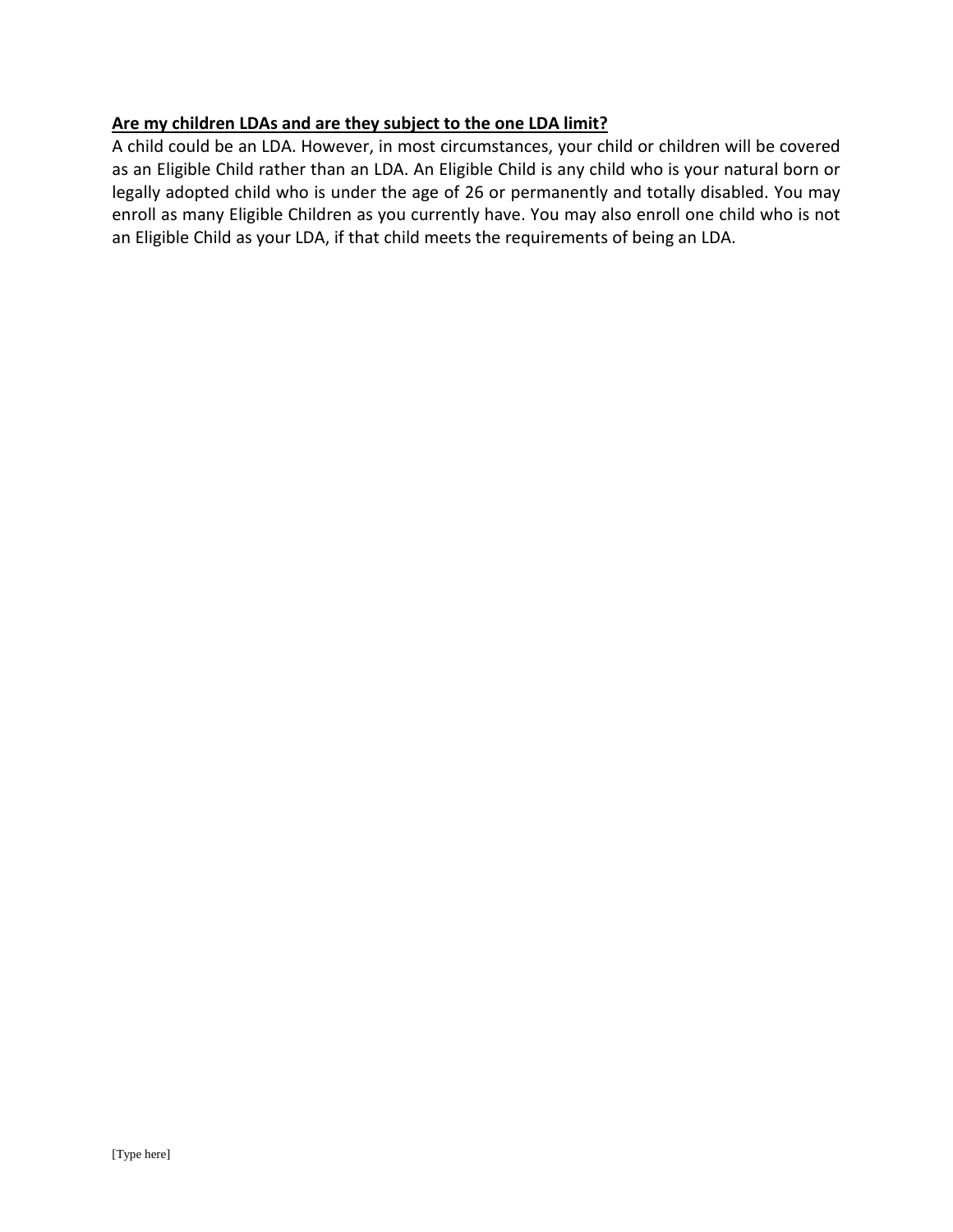**<u>Are my children LDAs and are they subject to the one LDA limit?</u>**

A child could be an LDA. However, in most circumstances, your child or children will be covered as an Eligible Child rather than an LDA. An Eligible Child is any child who is your natural born or legally adopted child who is under the age of 26 or permanently and totally disabled. You may enroll as many Eligible Children as you currently have. You may also enroll one child who is not an Eligible Child as your LDA, if that child meets the requirements of being an LDA.